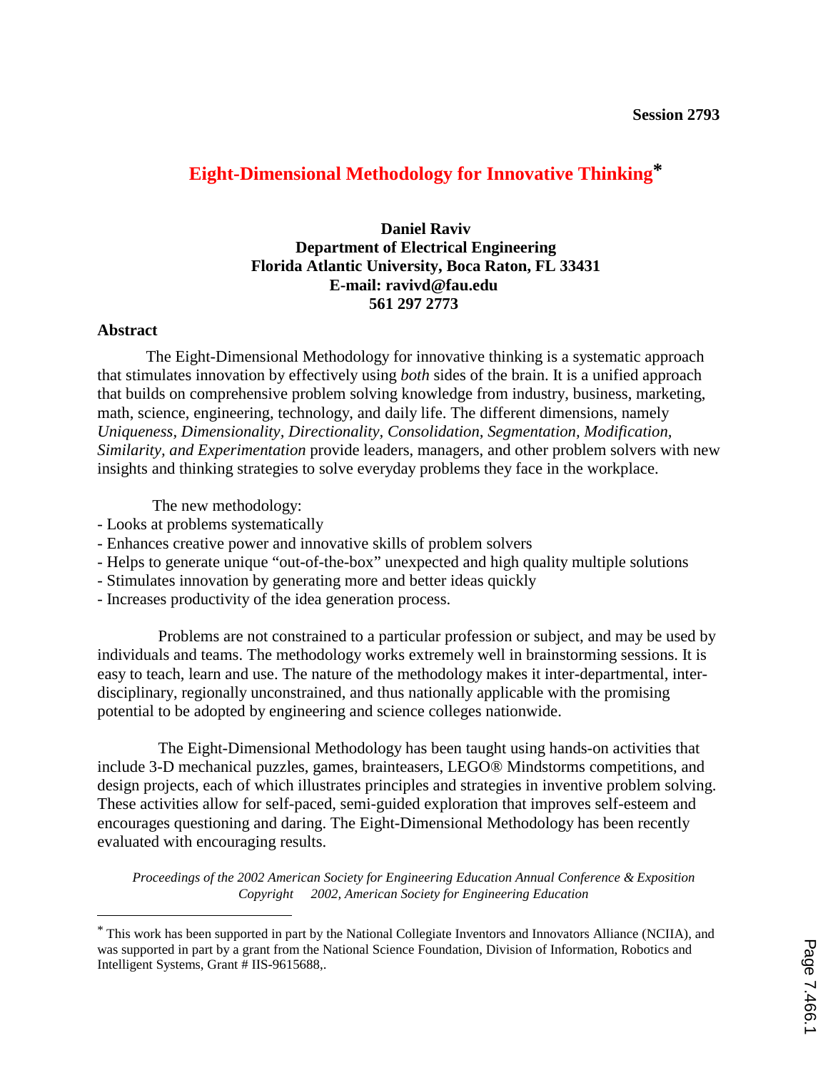**Session 2793**

# Eight-Dimensional Methodology for Innovative Thinking*

**Daniel Raviv**
**Department of Electrical Engineering**
**Florida Atlantic University, Boca Raton, FL 33431**
**E-mail: ravivd@fau.edu**
**561 297 2773**

## Abstract

The Eight-Dimensional Methodology for innovative thinking is a systematic approach that stimulates innovation by effectively using *both* sides of the brain. It is a unified approach that builds on comprehensive problem solving knowledge from industry, business, marketing, math, science, engineering, technology, and daily life. The different dimensions, namely *Uniqueness, Dimensionality, Directionality, Consolidation, Segmentation, Modification, Similarity, and Experimentation* provide leaders, managers, and other problem solvers with new insights and thinking strategies to solve everyday problems they face in the workplace.

The new methodology:

- Looks at problems systematically
- Enhances creative power and innovative skills of problem solvers
- Helps to generate unique "out-of-the-box" unexpected and high quality multiple solutions
- Stimulates innovation by generating more and better ideas quickly
- Increases productivity of the idea generation process.

Problems are not constrained to a particular profession or subject, and may be used by individuals and teams. The methodology works extremely well in brainstorming sessions. It is easy to teach, learn and use. The nature of the methodology makes it inter-departmental, inter-disciplinary, regionally unconstrained, and thus nationally applicable with the promising potential to be adopted by engineering and science colleges nationwide.

The Eight-Dimensional Methodology has been taught using hands-on activities that include 3-D mechanical puzzles, games, brainteasers, LEGO® Mindstorms competitions, and design projects, each of which illustrates principles and strategies in inventive problem solving. These activities allow for self-paced, semi-guided exploration that improves self-esteem and encourages questioning and daring. The Eight-Dimensional Methodology has been recently evaluated with encouraging results.

---

* This work has been supported in part by the National Collegiate Inventors and Innovators Alliance (NCIIA), and was supported in part by a grant from the National Science Foundation, Division of Information, Robotics and Intelligent Systems, Grant # IIS-9615688,.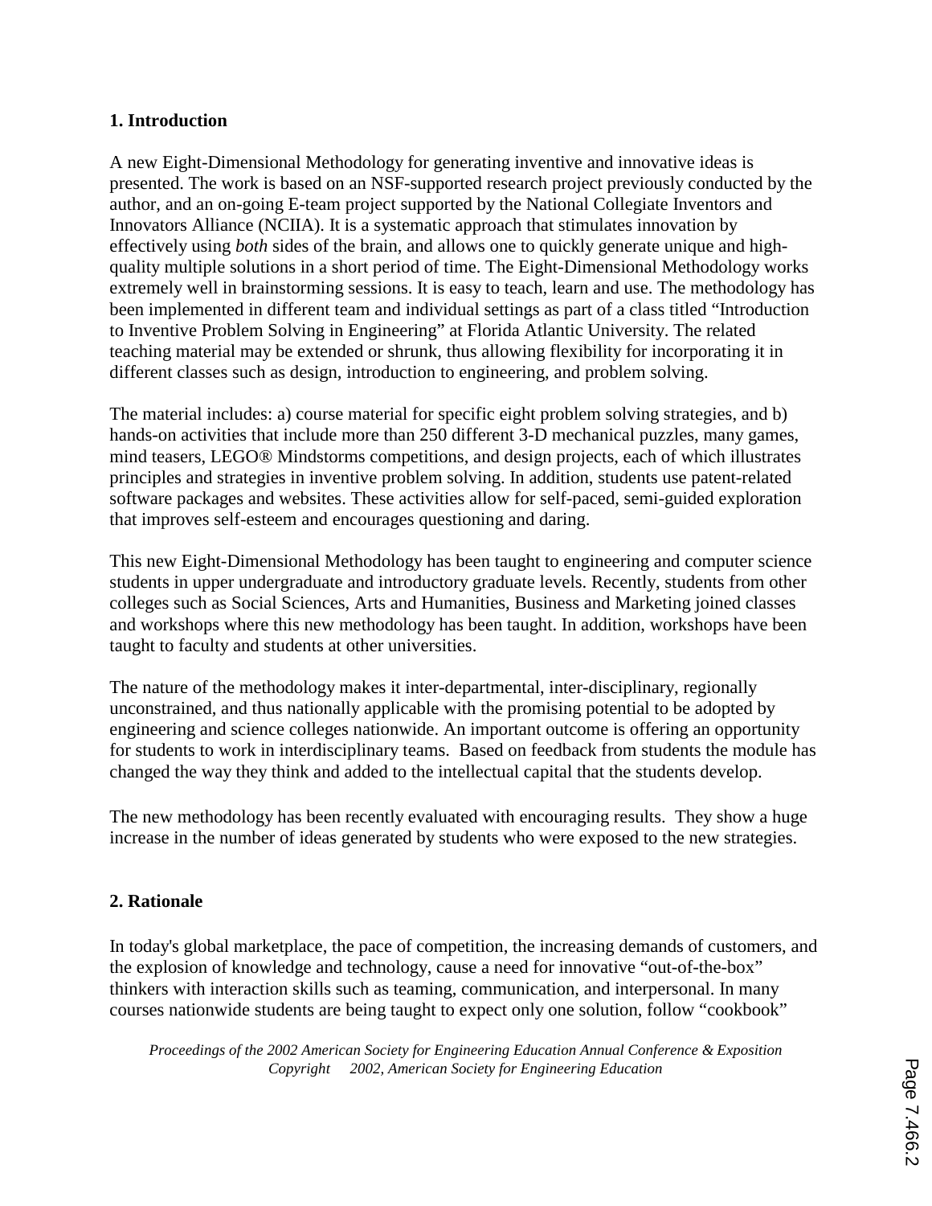## 1. Introduction

A new Eight-Dimensional Methodology for generating inventive and innovative ideas is presented. The work is based on an NSF-supported research project previously conducted by the author, and an on-going E-team project supported by the National Collegiate Inventors and Innovators Alliance (NCIIA). It is a systematic approach that stimulates innovation by effectively using *both* sides of the brain, and allows one to quickly generate unique and high-quality multiple solutions in a short period of time. The Eight-Dimensional Methodology works extremely well in brainstorming sessions. It is easy to teach, learn and use. The methodology has been implemented in different team and individual settings as part of a class titled "Introduction to Inventive Problem Solving in Engineering" at Florida Atlantic University. The related teaching material may be extended or shrunk, thus allowing flexibility for incorporating it in different classes such as design, introduction to engineering, and problem solving.

The material includes: a) course material for specific eight problem solving strategies, and b) hands-on activities that include more than 250 different 3-D mechanical puzzles, many games, mind teasers, LEGO® Mindstorms competitions, and design projects, each of which illustrates principles and strategies in inventive problem solving. In addition, students use patent-related software packages and websites. These activities allow for self-paced, semi-guided exploration that improves self-esteem and encourages questioning and daring.

This new Eight-Dimensional Methodology has been taught to engineering and computer science students in upper undergraduate and introductory graduate levels. Recently, students from other colleges such as Social Sciences, Arts and Humanities, Business and Marketing joined classes and workshops where this new methodology has been taught. In addition, workshops have been taught to faculty and students at other universities.

The nature of the methodology makes it inter-departmental, inter-disciplinary, regionally unconstrained, and thus nationally applicable with the promising potential to be adopted by engineering and science colleges nationwide. An important outcome is offering an opportunity for students to work in interdisciplinary teams. Based on feedback from students the module has changed the way they think and added to the intellectual capital that the students develop.

The new methodology has been recently evaluated with encouraging results. They show a huge increase in the number of ideas generated by students who were exposed to the new strategies.

## 2. Rationale

In today's global marketplace, the pace of competition, the increasing demands of customers, and the explosion of knowledge and technology, cause a need for innovative "out-of-the-box" thinkers with interaction skills such as teaming, communication, and interpersonal. In many courses nationwide students are being taught to expect only one solution, follow "cookbook"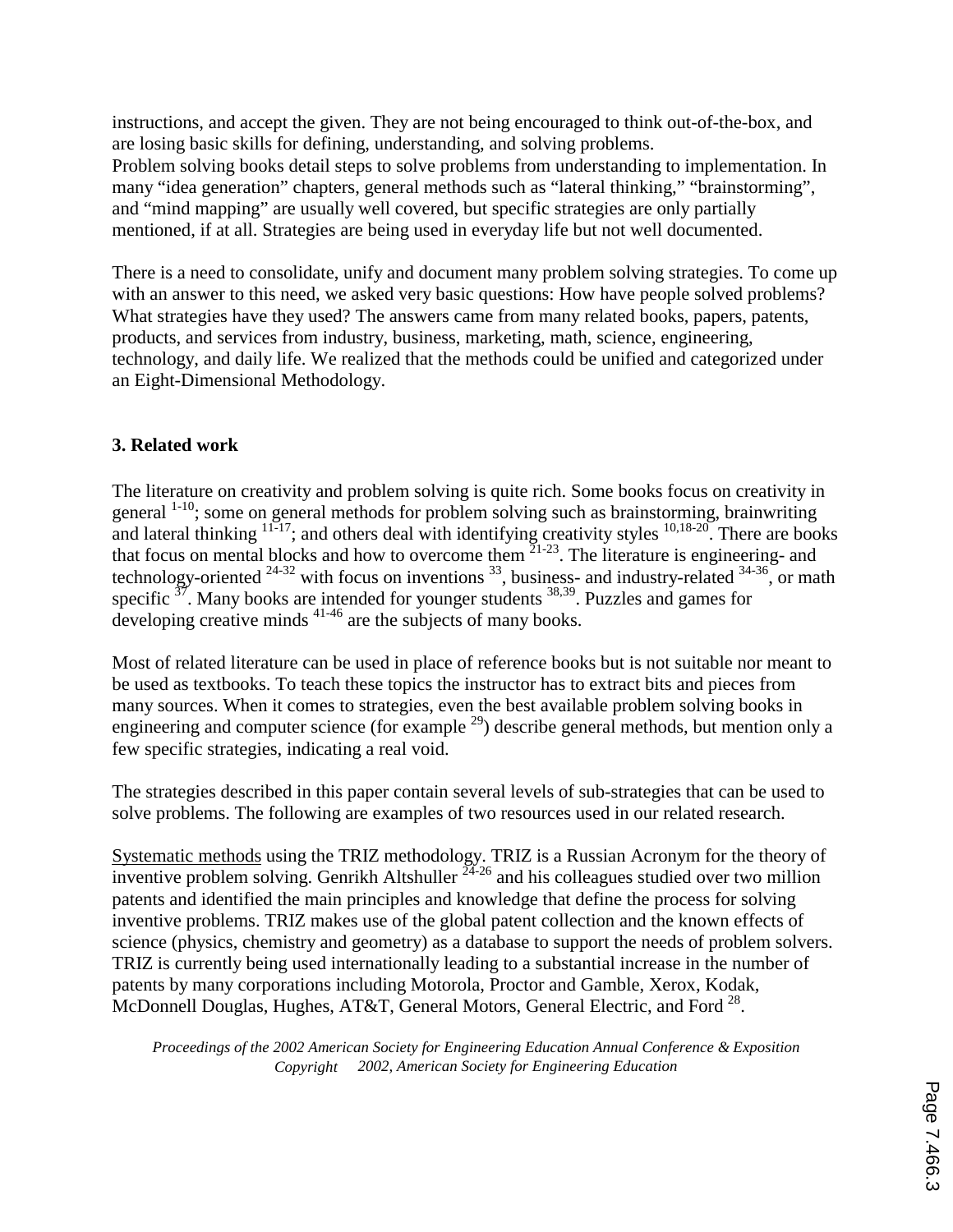instructions, and accept the given. They are not being encouraged to think out-of-the-box, and are losing basic skills for defining, understanding, and solving problems.
Problem solving books detail steps to solve problems from understanding to implementation. In many "idea generation" chapters, general methods such as "lateral thinking," "brainstorming", and "mind mapping" are usually well covered, but specific strategies are only partially mentioned, if at all. Strategies are being used in everyday life but not well documented.

There is a need to consolidate, unify and document many problem solving strategies. To come up with an answer to this need, we asked very basic questions: How have people solved problems? What strategies have they used? The answers came from many related books, papers, patents, products, and services from industry, business, marketing, math, science, engineering, technology, and daily life. We realized that the methods could be unified and categorized under an Eight-Dimensional Methodology.

## 3. Related work

The literature on creativity and problem solving is quite rich. Some books focus on creativity in general [1-10]; some on general methods for problem solving such as brainstorming, brainwriting and lateral thinking [11-17]; and others deal with identifying creativity styles [10,18-20]. There are books that focus on mental blocks and how to overcome them [21-23]. The literature is engineering- and technology-oriented [24-32] with focus on inventions [33], business- and industry-related [34-36], or math specific [37]. Many books are intended for younger students [38,39]. Puzzles and games for developing creative minds [41-46] are the subjects of many books.

Most of related literature can be used in place of reference books but is not suitable nor meant to be used as textbooks. To teach these topics the instructor has to extract bits and pieces from many sources. When it comes to strategies, even the best available problem solving books in engineering and computer science (for example [29]) describe general methods, but mention only a few specific strategies, indicating a real void.

The strategies described in this paper contain several levels of sub-strategies that can be used to solve problems. The following are examples of two resources used in our related research.

Systematic methods using the TRIZ methodology. TRIZ is a Russian Acronym for the theory of inventive problem solving. Genrikh Altshuller [24-26] and his colleagues studied over two million patents and identified the main principles and knowledge that define the process for solving inventive problems. TRIZ makes use of the global patent collection and the known effects of science (physics, chemistry and geometry) as a database to support the needs of problem solvers. TRIZ is currently being used internationally leading to a substantial increase in the number of patents by many corporations including Motorola, Proctor and Gamble, Xerox, Kodak, McDonnell Douglas, Hughes, AT&T, General Motors, General Electric, and Ford [28].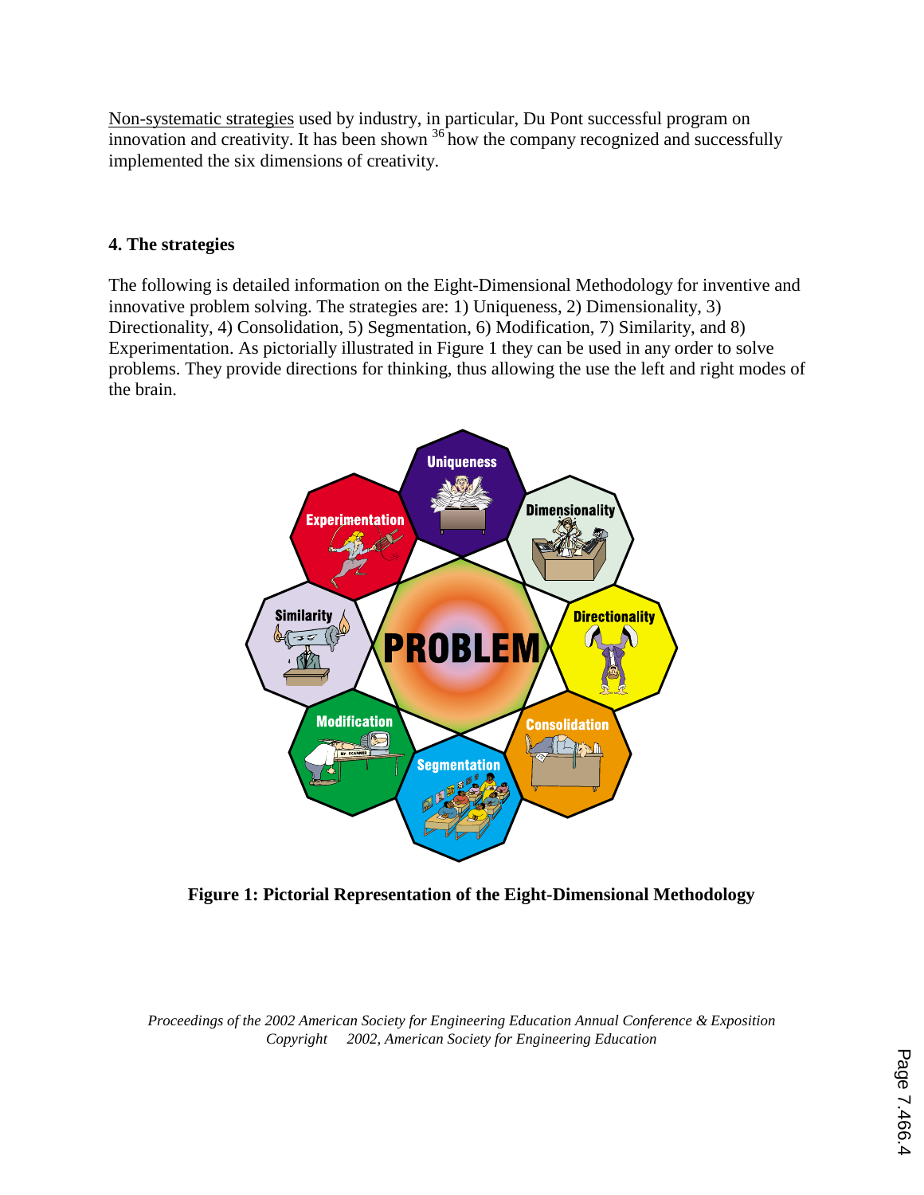Non-systematic strategies used by industry, in particular, Du Pont successful program on innovation and creativity. It has been shown [36] how the company recognized and successfully implemented the six dimensions of creativity.

### 4. The strategies

The following is detailed information on the Eight-Dimensional Methodology for inventive and innovative problem solving. The strategies are: 1) Uniqueness, 2) Dimensionality, 3) Directionality, 4) Consolidation, 5) Segmentation, 6) Modification, 7) Similarity, and 8) Experimentation. As pictorially illustrated in Figure 1 they can be used in any order to solve problems. They provide directions for thinking, thus allowing the use the left and right modes of the brain.

Uniqueness
Dimensionality
Directionality
Consolidation
Segmentation
Modification
Similarity
Experimentation
PROBLEM

**Figure 1: Pictorial Representation of the Eight-Dimensional Methodology**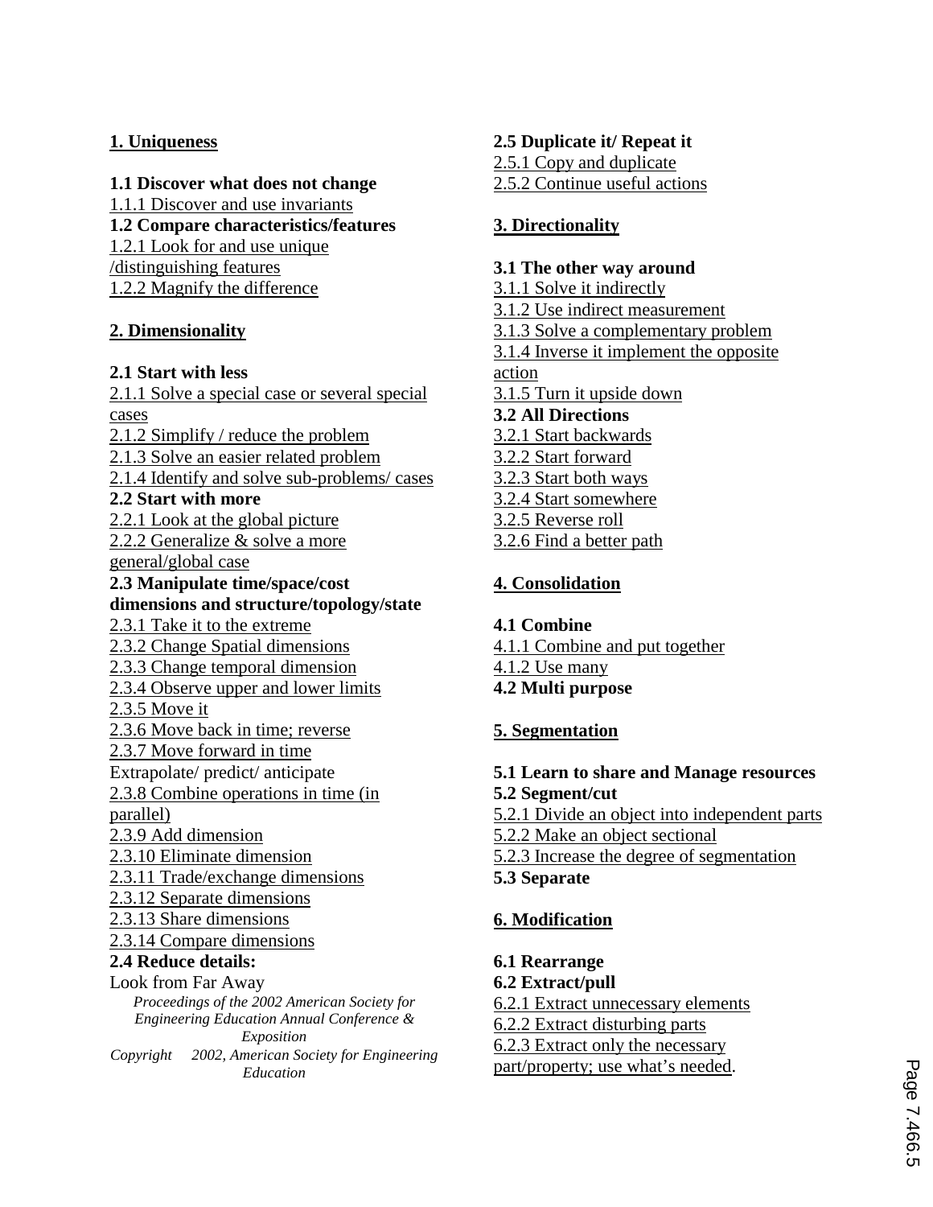**1. Uniqueness**

**1.1 Discover what does not change**

1.1.1 Discover and use invariants

**1.2 Compare characteristics/features**

1.2.1 Look for and use unique /distinguishing features

1.2.2 Magnify the difference

**2. Dimensionality**

**2.1 Start with less**

2.1.1 Solve a special case or several special cases

2.1.2 Simplify / reduce the problem

2.1.3 Solve an easier related problem

2.1.4 Identify and solve sub-problems/ cases

**2.2 Start with more**

2.2.1 Look at the global picture

2.2.2 Generalize & solve a more general/global case

**2.3 Manipulate time/space/cost dimensions and structure/topology/state**

2.3.1 Take it to the extreme

2.3.2 Change Spatial dimensions

2.3.3 Change temporal dimension

2.3.4 Observe upper and lower limits

2.3.5 Move it

2.3.6 Move back in time; reverse

2.3.7 Move forward in time

Extrapolate/ predict/ anticipate

2.3.8 Combine operations in time (in parallel)

2.3.9 Add dimension

2.3.10 Eliminate dimension

2.3.11 Trade/exchange dimensions

2.3.12 Separate dimensions

2.3.13 Share dimensions

2.3.14 Compare dimensions

**2.4 Reduce details:**

Look from Far Away

**2.5 Duplicate it/ Repeat it**

2.5.1 Copy and duplicate

2.5.2 Continue useful actions

**3. Directionality**

**3.1 The other way around**

3.1.1 Solve it indirectly

3.1.2 Use indirect measurement

3.1.3 Solve a complementary problem

3.1.4 Inverse it implement the opposite action

3.1.5 Turn it upside down

**3.2 All Directions**

3.2.1 Start backwards

3.2.2 Start forward

3.2.3 Start both ways

3.2.4 Start somewhere

3.2.5 Reverse roll

3.2.6 Find a better path

**4. Consolidation**

**4.1 Combine**

4.1.1 Combine and put together

4.1.2 Use many

**4.2 Multi purpose**

**5. Segmentation**

**5.1 Learn to share and Manage resources**

**5.2 Segment/cut**

5.2.1 Divide an object into independent parts

5.2.2 Make an object sectional

5.2.3 Increase the degree of segmentation

**5.3 Separate**

**6. Modification**

**6.1 Rearrange**

**6.2 Extract/pull**

6.2.1 Extract unnecessary elements

6.2.2 Extract disturbing parts

6.2.3 Extract only the necessary part/property; use what's needed.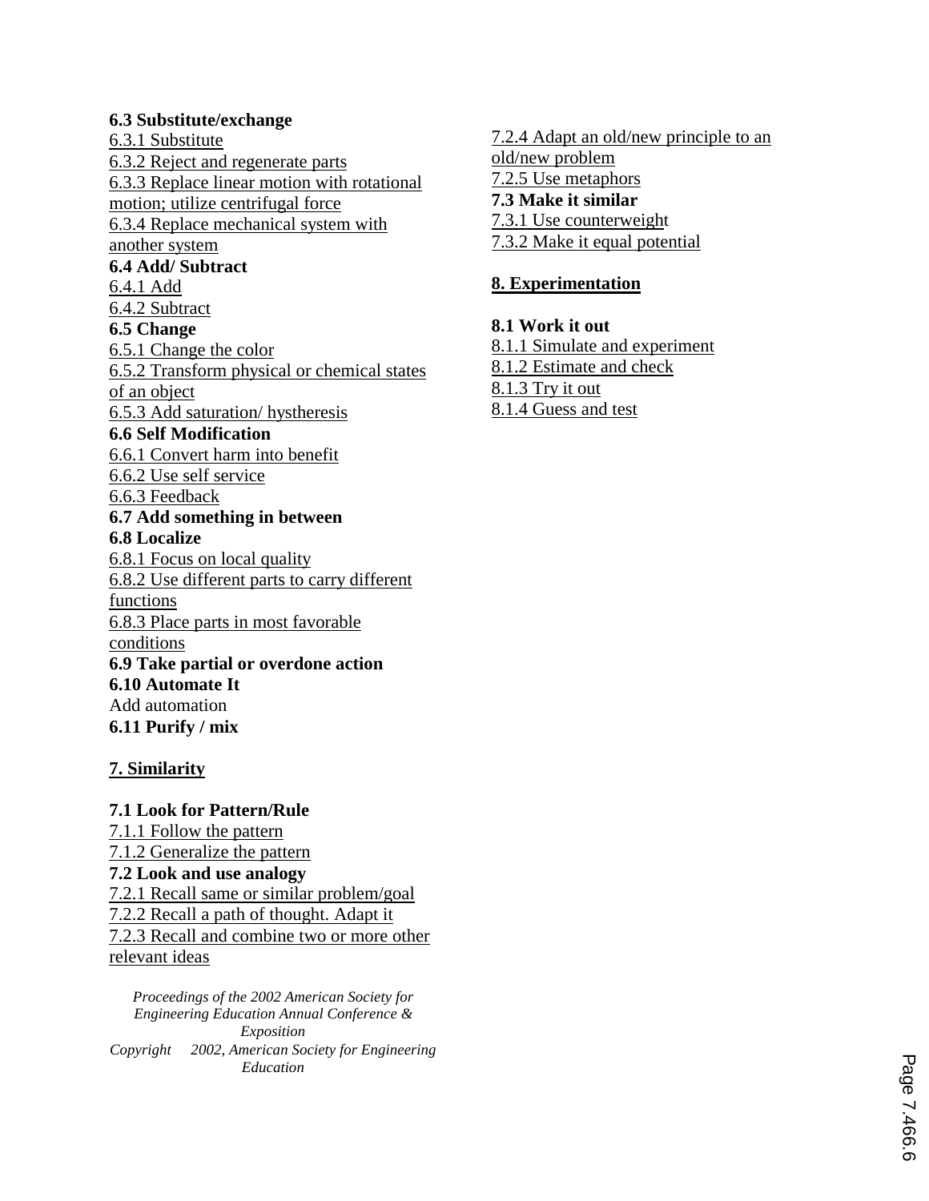**6.3 Substitute/exchange**

6.3.1 Substitute

6.3.2 Reject and regenerate parts

6.3.3 Replace linear motion with rotational motion; utilize centrifugal force

6.3.4 Replace mechanical system with another system

**6.4 Add/ Subtract**

6.4.1 Add

6.4.2 Subtract

**6.5 Change**

6.5.1 Change the color

6.5.2 Transform physical or chemical states of an object

6.5.3 Add saturation/ hystheresis

**6.6 Self Modification**

6.6.1 Convert harm into benefit

6.6.2 Use self service

6.6.3 Feedback

**6.7 Add something in between**

**6.8 Localize**

6.8.1 Focus on local quality

6.8.2 Use different parts to carry different functions

6.8.3 Place parts in most favorable conditions

**6.9 Take partial or overdone action**

**6.10 Automate It**

Add automation

**6.11 Purify / mix**

## 7. Similarity

**7.1 Look for Pattern/Rule**

7.1.1 Follow the pattern

7.1.2 Generalize the pattern

**7.2 Look and use analogy**

7.2.1 Recall same or similar problem/goal

7.2.2 Recall a path of thought. Adapt it

7.2.3 Recall and combine two or more other relevant ideas

7.2.4 Adapt an old/new principle to an old/new problem

7.2.5 Use metaphors

**7.3 Make it similar**

7.3.1 Use counterweight

7.3.2 Make it equal potential

## 8. Experimentation

**8.1 Work it out**

8.1.1 Simulate and experiment

8.1.2 Estimate and check

8.1.3 Try it out

8.1.4 Guess and test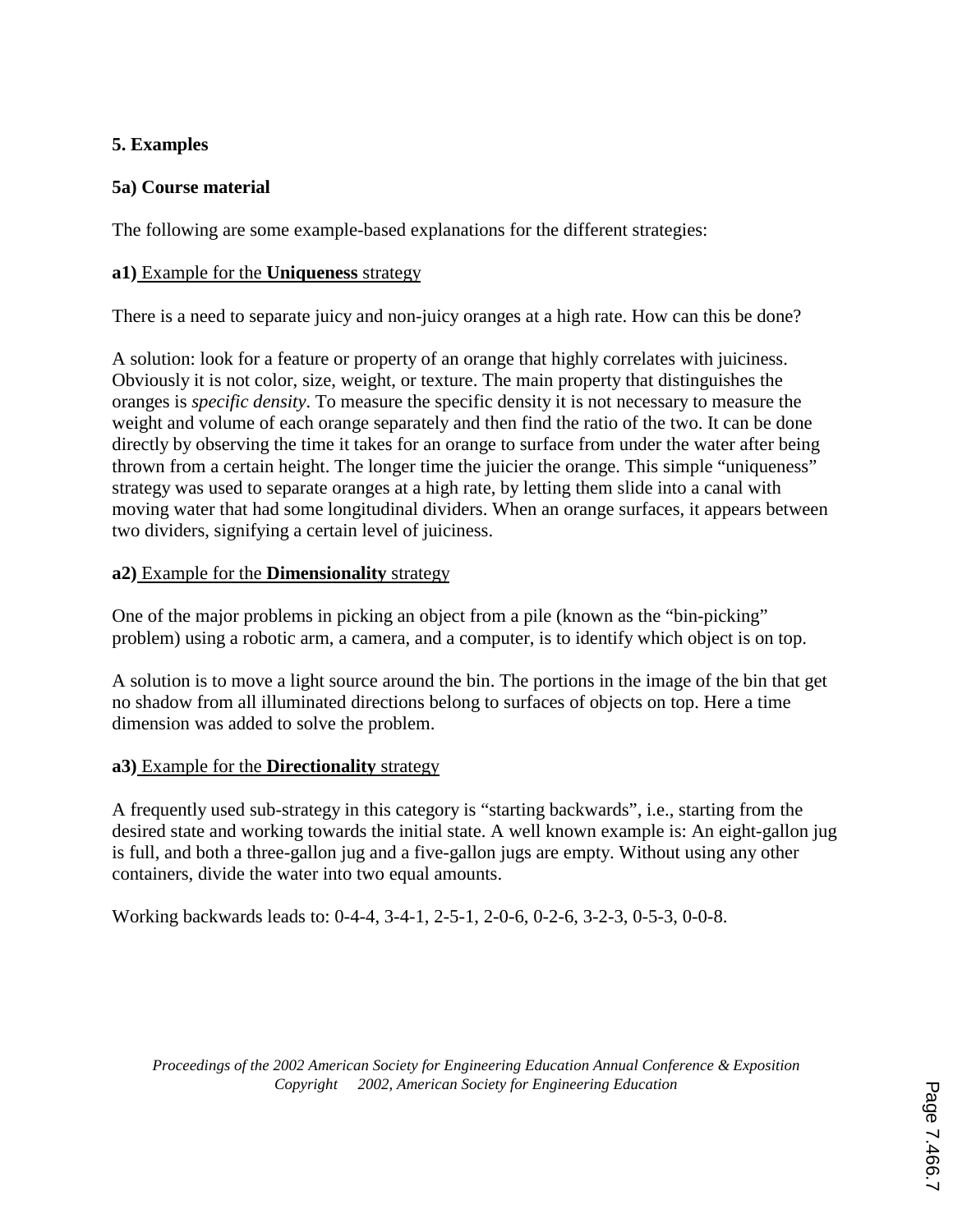**5. Examples**

**5a) Course material**

The following are some example-based explanations for the different strategies:

**a1)** Example for the **Uniqueness** strategy

There is a need to separate juicy and non-juicy oranges at a high rate. How can this be done?

A solution: look for a feature or property of an orange that highly correlates with juiciness. Obviously it is not color, size, weight, or texture. The main property that distinguishes the oranges is *specific density*. To measure the specific density it is not necessary to measure the weight and volume of each orange separately and then find the ratio of the two. It can be done directly by observing the time it takes for an orange to surface from under the water after being thrown from a certain height. The longer time the juicier the orange. This simple "uniqueness" strategy was used to separate oranges at a high rate, by letting them slide into a canal with moving water that had some longitudinal dividers. When an orange surfaces, it appears between two dividers, signifying a certain level of juiciness.

**a2)** Example for the **Dimensionality** strategy

One of the major problems in picking an object from a pile (known as the "bin-picking" problem) using a robotic arm, a camera, and a computer, is to identify which object is on top.

A solution is to move a light source around the bin. The portions in the image of the bin that get no shadow from all illuminated directions belong to surfaces of objects on top. Here a time dimension was added to solve the problem.

**a3)** Example for the **Directionality** strategy

A frequently used sub-strategy in this category is "starting backwards", i.e., starting from the desired state and working towards the initial state. A well known example is: An eight-gallon jug is full, and both a three-gallon jug and a five-gallon jugs are empty. Without using any other containers, divide the water into two equal amounts.

Working backwards leads to: 0-4-4, 3-4-1, 2-5-1, 2-0-6, 0-2-6, 3-2-3, 0-5-3, 0-0-8.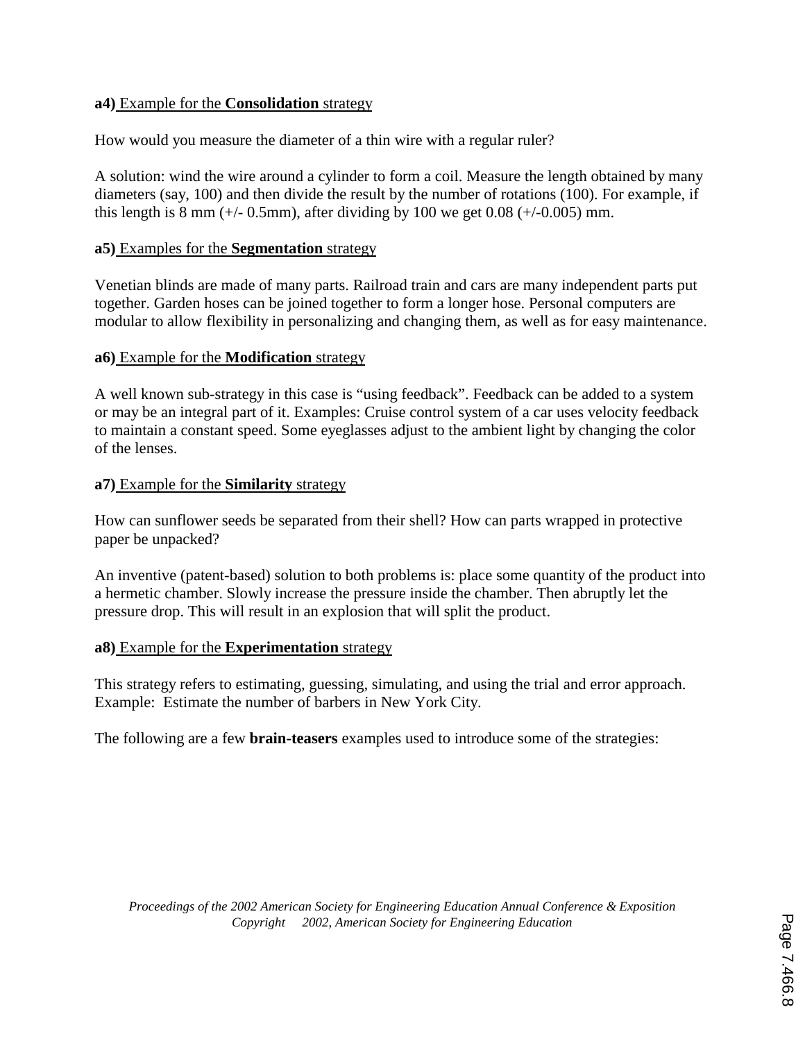**a4)** Example for the **Consolidation** strategy

How would you measure the diameter of a thin wire with a regular ruler?

A solution: wind the wire around a cylinder to form a coil. Measure the length obtained by many diameters (say, 100) and then divide the result by the number of rotations (100). For example, if this length is 8 mm (+/- 0.5mm), after dividing by 100 we get 0.08 (+/-0.005) mm.

**a5)** Examples for the **Segmentation** strategy

Venetian blinds are made of many parts. Railroad train and cars are many independent parts put together. Garden hoses can be joined together to form a longer hose. Personal computers are modular to allow flexibility in personalizing and changing them, as well as for easy maintenance.

**a6)** Example for the **Modification** strategy

A well known sub-strategy in this case is "using feedback". Feedback can be added to a system or may be an integral part of it. Examples: Cruise control system of a car uses velocity feedback to maintain a constant speed. Some eyeglasses adjust to the ambient light by changing the color of the lenses.

**a7)** Example for the **Similarity** strategy

How can sunflower seeds be separated from their shell? How can parts wrapped in protective paper be unpacked?

An inventive (patent-based) solution to both problems is: place some quantity of the product into a hermetic chamber. Slowly increase the pressure inside the chamber. Then abruptly let the pressure drop. This will result in an explosion that will split the product.

**a8)** Example for the **Experimentation** strategy

This strategy refers to estimating, guessing, simulating, and using the trial and error approach. Example: Estimate the number of barbers in New York City.

The following are a few **brain-teasers** examples used to introduce some of the strategies: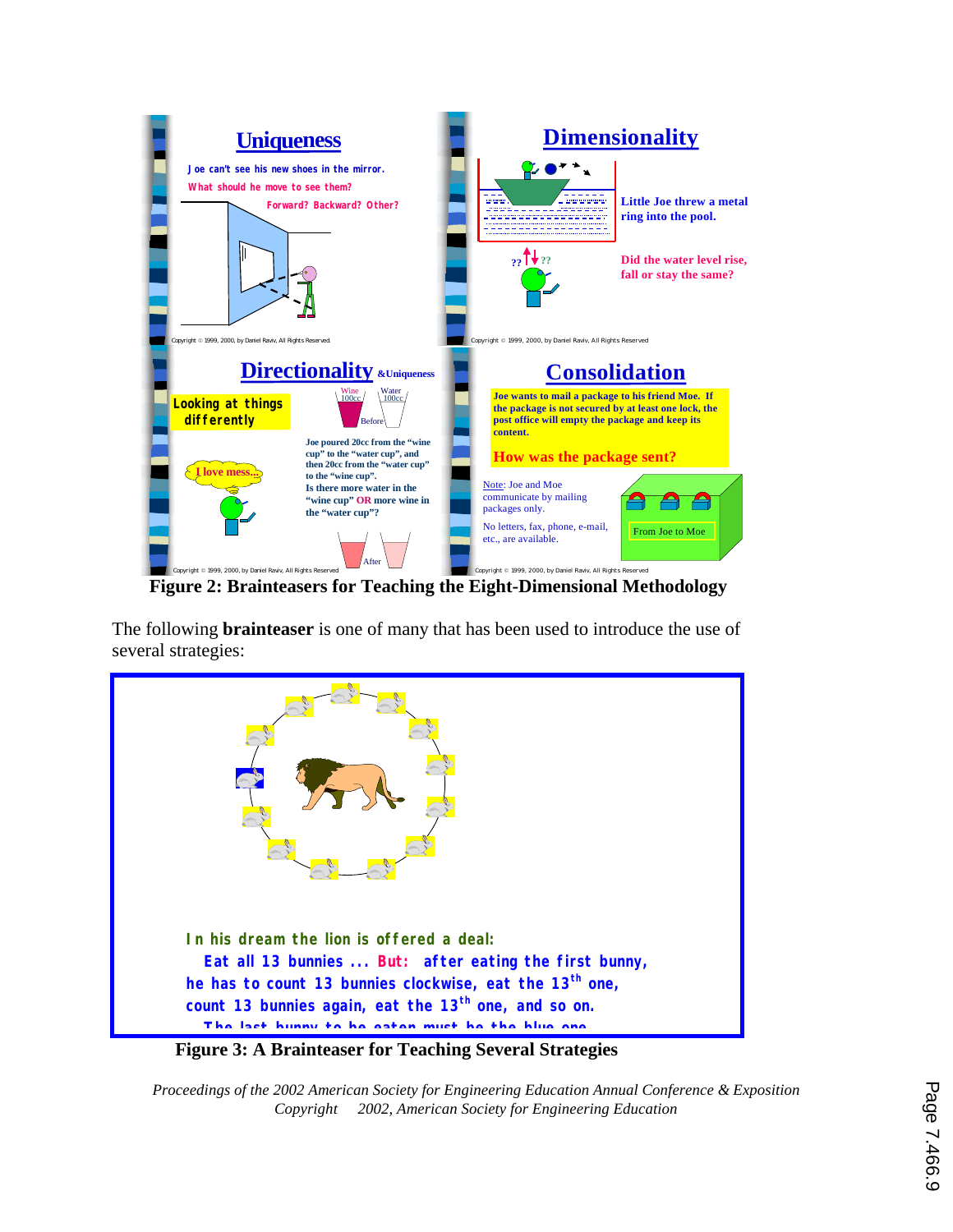Uniqueness

Joe can't see his new shoes in the mirror.
What should he move to see them?
Forward? Backward? Other?

Copyright © 1999, 2000, by Daniel Raviv, All Rights Reserved.

Dimensionality

Little Joe threw a metal ring into the pool.

Did the water level rise, fall or stay the same?

Copyright © 1999, 2000, by Daniel Raviv, All Rights Reserved

Directionality &Uniqueness

Looking at things differently

I love mess...

Wine 100cc

Water 100cc

Before

Joe poured 20cc from the "wine cup" to the "water cup", and then 20cc from the "water cup" to the "wine cup".
Is there more water in the "wine cup" OR more wine in the "water cup"?

After

Copyright © 1999, 2000, by Daniel Raviv, All Rights Reserved

Consolidation

Joe wants to mail a package to his friend Moe. If the package is not secured by at least one lock, the post office will empty the package and keep its content.

How was the package sent?

Note: Joe and Moe communicate by mailing packages only.

No letters, fax, phone, e-mail, etc., are available.

From Joe to Moe

Copyright © 1999, 2000, by Daniel Raviv, All Rights Reserved

**Figure 2: Brainteasers for Teaching the Eight-Dimensional Methodology**

The following **brainteaser** is one of many that has been used to introduce the use of several strategies:

In his dream the lion is offered a deal:
Eat all 13 bunnies ... But: after eating the first bunny,
he has to count 13 bunnies clockwise, eat the 13th one,
count 13 bunnies again, eat the 13th one, and so on.
The last bunny to be eaten must be the blue one.

**Figure 3: A Brainteaser for Teaching Several Strategies**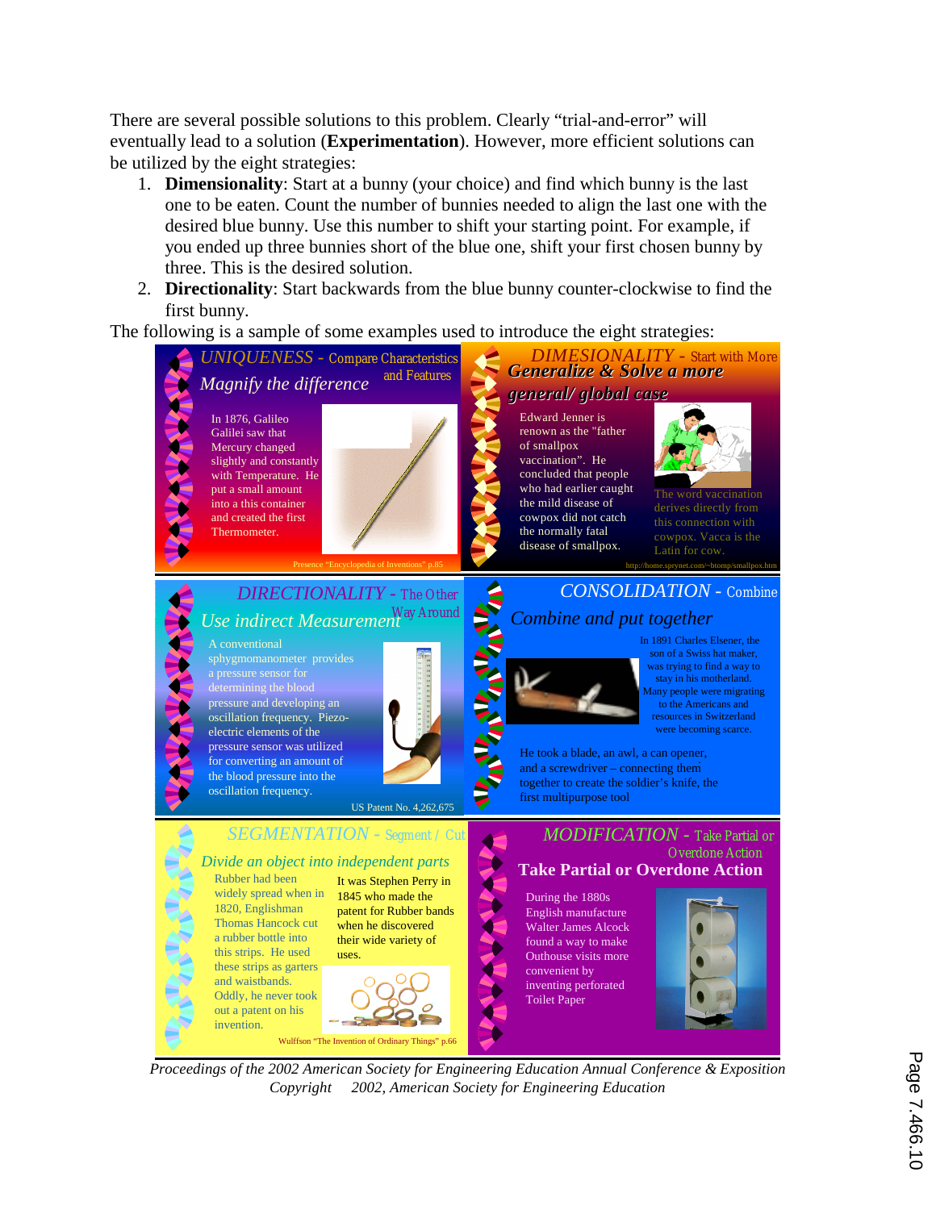There are several possible solutions to this problem. Clearly "trial-and-error" will eventually lead to a solution (**Experimentation**). However, more efficient solutions can be utilized by the eight strategies:

1. **Dimensionality**: Start at a bunny (your choice) and find which bunny is the last one to be eaten. Count the number of bunnies needed to align the last one with the desired blue bunny. Use this number to shift your starting point. For example, if you ended up three bunnies short of the blue one, shift your first chosen bunny by three. This is the desired solution.
2. **Directionality**: Start backwards from the blue bunny counter-clockwise to find the first bunny.

The following is a sample of some examples used to introduce the eight strategies:

*UNIQUENESS* - Compare Characteristics and Features

*Magnify the difference*

In 1876, Galileo Galilei saw that Mercury changed slightly and constantly with Temperature. He put a small amount into a this container and created the first Thermometer.

Presence "Encyclopedia of Inventions" p.85

*DIMESIONALITY* - Start with More

***Generalize & Solve a more general/ global case***

Edward Jenner is renown as the "father of smallpox vaccination". He concluded that people who had earlier caught the mild disease of cowpox did not catch the normally fatal disease of smallpox.

The word vaccination derives directly from this connection with cowpox. Vacca is the Latin for cow.

http://home.sprynet.com/~btomp/smallpox.htm

*DIRECTIONALITY* - The Other Way Around

*Use indirect Measurement*

A conventional sphygmomanometer provides a pressure sensor for determining the blood pressure and developing an oscillation frequency. Piezo-electric elements of the pressure sensor was utilized for converting an amount of the blood pressure into the oscillation frequency.

US Patent No. 4,262,675

*CONSOLIDATION* - Combine

*Combine and put together*

In 1891 Charles Elsener, the son of a Swiss hat maker, was trying to find a way to stay in his motherland. Many people were migrating to the Americans and resources in Switzerland were becoming scarce.

He took a blade, an awl, a can opener, and a screwdriver – connecting them together to create the soldier's knife, the first multipurpose tool

*SEGMENTATION* - Segment / Cut

*Divide an object into independent parts*

Rubber had been widely spread when in 1820, Englishman Thomas Hancock cut a rubber bottle into this strips. He used these strips as garters and waistbands. Oddly, he never took out a patent on his invention.

It was Stephen Perry in 1845 who made the patent for Rubber bands when he discovered their wide variety of uses.

Wulffson "The Invention of Ordinary Things" p.66

*MODIFICATION* - Take Partial or Overdone Action

**Take Partial or Overdone Action**

During the 1880s English manufacture Walter James Alcock found a way to make Outhouse visits more convenient by inventing perforated Toilet Paper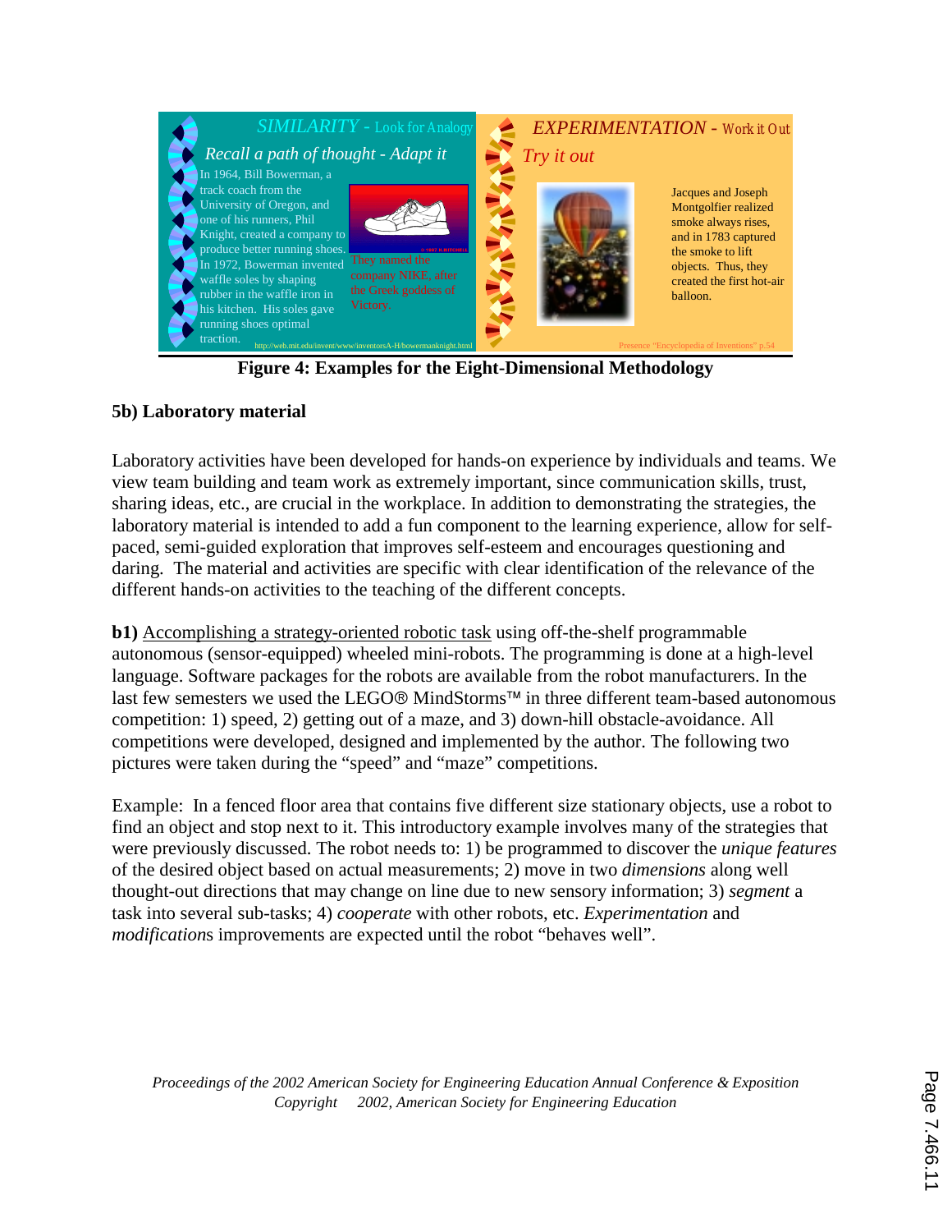SIMILARITY - Look for Analogy

Recall a path of thought - Adapt it

In 1964, Bill Bowerman, a track coach from the University of Oregon, and one of his runners, Phil Knight, created a company to produce better running shoes. In 1972, Bowerman invented waffle soles by shaping rubber in the waffle iron in his kitchen. His soles gave running shoes optimal traction.

They named the company NIKE, after the Greek goddess of Victory.

http://web.mit.edu/invent/www/inventorsA-H/bowermanknight.html

EXPERIMENTATION - Work it Out

Try it out

Jacques and Joseph Montgolfier realized smoke always rises, and in 1783 captured the smoke to lift objects. Thus, they created the first hot-air balloon.

Presence "Encyclopedia of Inventions" p.54

**Figure 4: Examples for the Eight-Dimensional Methodology**

## 5b) Laboratory material

Laboratory activities have been developed for hands-on experience by individuals and teams. We view team building and team work as extremely important, since communication skills, trust, sharing ideas, etc., are crucial in the workplace. In addition to demonstrating the strategies, the laboratory material is intended to add a fun component to the learning experience, allow for self-paced, semi-guided exploration that improves self-esteem and encourages questioning and daring. The material and activities are specific with clear identification of the relevance of the different hands-on activities to the teaching of the different concepts.

**b1)** Accomplishing a strategy-oriented robotic task using off-the-shelf programmable autonomous (sensor-equipped) wheeled mini-robots. The programming is done at a high-level language. Software packages for the robots are available from the robot manufacturers. In the last few semesters we used the LEGO® MindStorms™ in three different team-based autonomous competition: 1) speed, 2) getting out of a maze, and 3) down-hill obstacle-avoidance. All competitions were developed, designed and implemented by the author. The following two pictures were taken during the "speed" and "maze" competitions.

Example: In a fenced floor area that contains five different size stationary objects, use a robot to find an object and stop next to it. This introductory example involves many of the strategies that were previously discussed. The robot needs to: 1) be programmed to discover the *unique features* of the desired object based on actual measurements; 2) move in two *dimensions* along well thought-out directions that may change on line due to new sensory information; 3) *segment* a task into several sub-tasks; 4) *cooperate* with other robots, etc. *Experimentation* and *modification*s improvements are expected until the robot "behaves well".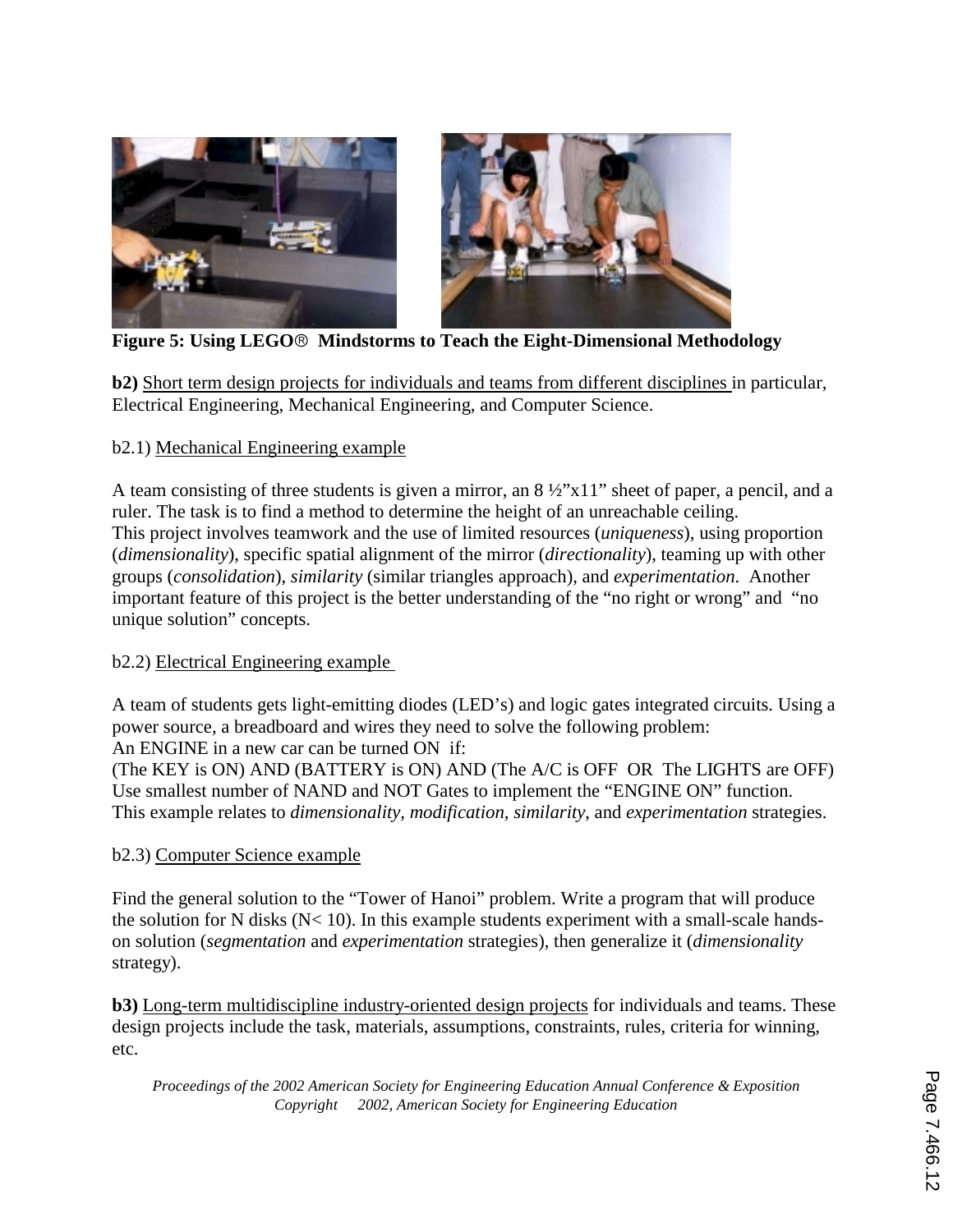**Figure 5: Using LEGO® Mindstorms to Teach the Eight-Dimensional Methodology**

**b2)** Short term design projects for individuals and teams from different disciplines in particular, Electrical Engineering, Mechanical Engineering, and Computer Science.

b2.1) Mechanical Engineering example

A team consisting of three students is given a mirror, an 8 ½"x11" sheet of paper, a pencil, and a ruler. The task is to find a method to determine the height of an unreachable ceiling.
This project involves teamwork and the use of limited resources (*uniqueness*), using proportion (*dimensionality*), specific spatial alignment of the mirror (*directionality*), teaming up with other groups (*consolidation*), *similarity* (similar triangles approach), and *experimentation*. Another important feature of this project is the better understanding of the "no right or wrong" and "no unique solution" concepts.

b2.2) Electrical Engineering example

A team of students gets light-emitting diodes (LED's) and logic gates integrated circuits. Using a power source, a breadboard and wires they need to solve the following problem:
An ENGINE in a new car can be turned ON if:
(The KEY is ON) AND (BATTERY is ON) AND (The A/C is OFF OR The LIGHTS are OFF)
Use smallest number of NAND and NOT Gates to implement the "ENGINE ON" function.
This example relates to *dimensionality*, *modification*, *similarity*, and *experimentation* strategies.

b2.3) Computer Science example

Find the general solution to the "Tower of Hanoi" problem. Write a program that will produce the solution for N disks (N< 10). In this example students experiment with a small-scale hands-on solution (*segmentation* and *experimentation* strategies), then generalize it (*dimensionality* strategy).

**b3)** Long-term multidiscipline industry-oriented design projects for individuals and teams. These design projects include the task, materials, assumptions, constraints, rules, criteria for winning, etc.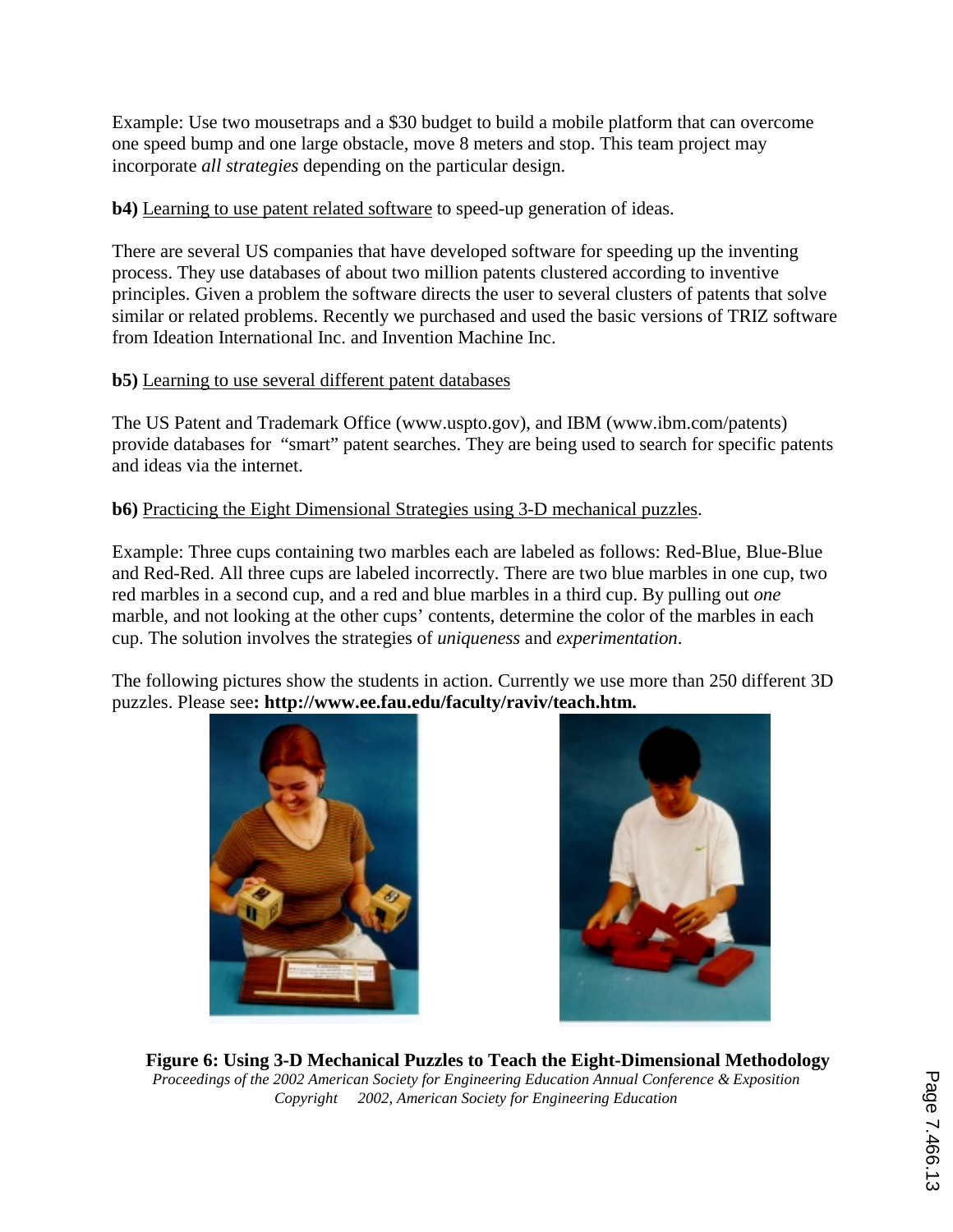Example: Use two mousetraps and a $30 budget to build a mobile platform that can overcome one speed bump and one large obstacle, move 8 meters and stop. This team project may incorporate *all strategies* depending on the particular design.

**b4)** Learning to use patent related software to speed-up generation of ideas.

There are several US companies that have developed software for speeding up the inventing process. They use databases of about two million patents clustered according to inventive principles. Given a problem the software directs the user to several clusters of patents that solve similar or related problems. Recently we purchased and used the basic versions of TRIZ software from Ideation International Inc. and Invention Machine Inc.

**b5)** Learning to use several different patent databases

The US Patent and Trademark Office (www.uspto.gov), and IBM (www.ibm.com/patents) provide databases for "smart" patent searches. They are being used to search for specific patents and ideas via the internet.

**b6)** Practicing the Eight Dimensional Strategies using 3-D mechanical puzzles.

Example: Three cups containing two marbles each are labeled as follows: Red-Blue, Blue-Blue and Red-Red. All three cups are labeled incorrectly. There are two blue marbles in one cup, two red marbles in a second cup, and a red and blue marbles in a third cup. By pulling out *one* marble, and not looking at the other cups' contents, determine the color of the marbles in each cup. The solution involves the strategies of *uniqueness* and *experimentation*.

The following pictures show the students in action. Currently we use more than 250 different 3D puzzles. Please see**: http://www.ee.fau.edu/faculty/raviv/teach.htm.**

**Figure 6: Using 3-D Mechanical Puzzles to Teach the Eight-Dimensional Methodology**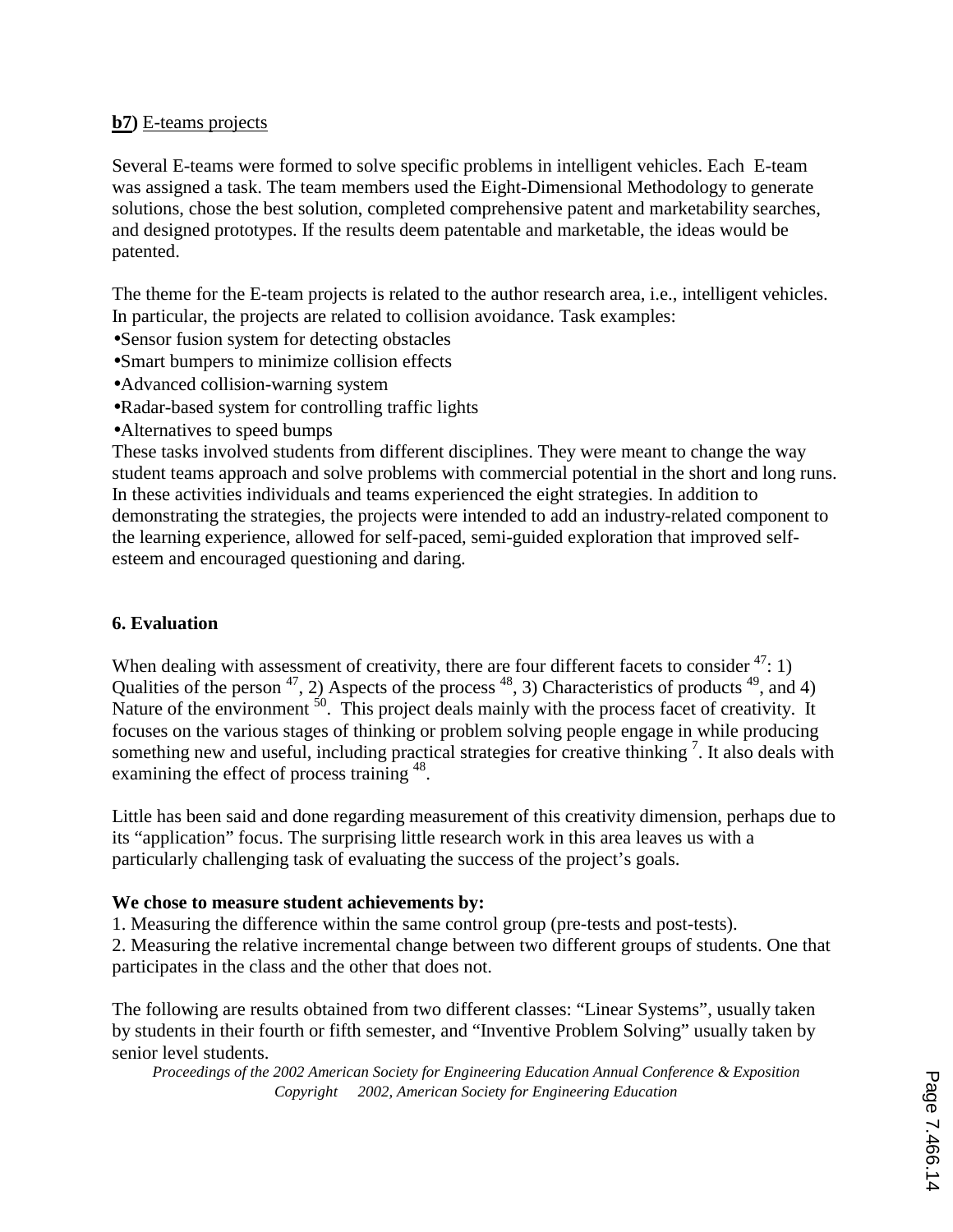**b7)** E-teams projects

Several E-teams were formed to solve specific problems in intelligent vehicles. Each E-team was assigned a task. The team members used the Eight-Dimensional Methodology to generate solutions, chose the best solution, completed comprehensive patent and marketability searches, and designed prototypes. If the results deem patentable and marketable, the ideas would be patented.

The theme for the E-team projects is related to the author research area, i.e., intelligent vehicles. In particular, the projects are related to collision avoidance. Task examples:

- Sensor fusion system for detecting obstacles
- Smart bumpers to minimize collision effects
- Advanced collision-warning system
- Radar-based system for controlling traffic lights
- Alternatives to speed bumps

These tasks involved students from different disciplines. They were meant to change the way student teams approach and solve problems with commercial potential in the short and long runs. In these activities individuals and teams experienced the eight strategies. In addition to demonstrating the strategies, the projects were intended to add an industry-related component to the learning experience, allowed for self-paced, semi-guided exploration that improved self-esteem and encouraged questioning and daring.

## 6. Evaluation

When dealing with assessment of creativity, there are four different facets to consider [47]: 1) Qualities of the person [47], 2) Aspects of the process [48], 3) Characteristics of products [49], and 4) Nature of the environment [50]. This project deals mainly with the process facet of creativity. It focuses on the various stages of thinking or problem solving people engage in while producing something new and useful, including practical strategies for creative thinking [7]. It also deals with examining the effect of process training [48].

Little has been said and done regarding measurement of this creativity dimension, perhaps due to its "application" focus. The surprising little research work in this area leaves us with a particularly challenging task of evaluating the success of the project's goals.

**We chose to measure student achievements by:**

1. Measuring the difference within the same control group (pre-tests and post-tests).
2. Measuring the relative incremental change between two different groups of students. One that participates in the class and the other that does not.

The following are results obtained from two different classes: "Linear Systems", usually taken by students in their fourth or fifth semester, and "Inventive Problem Solving" usually taken by senior level students.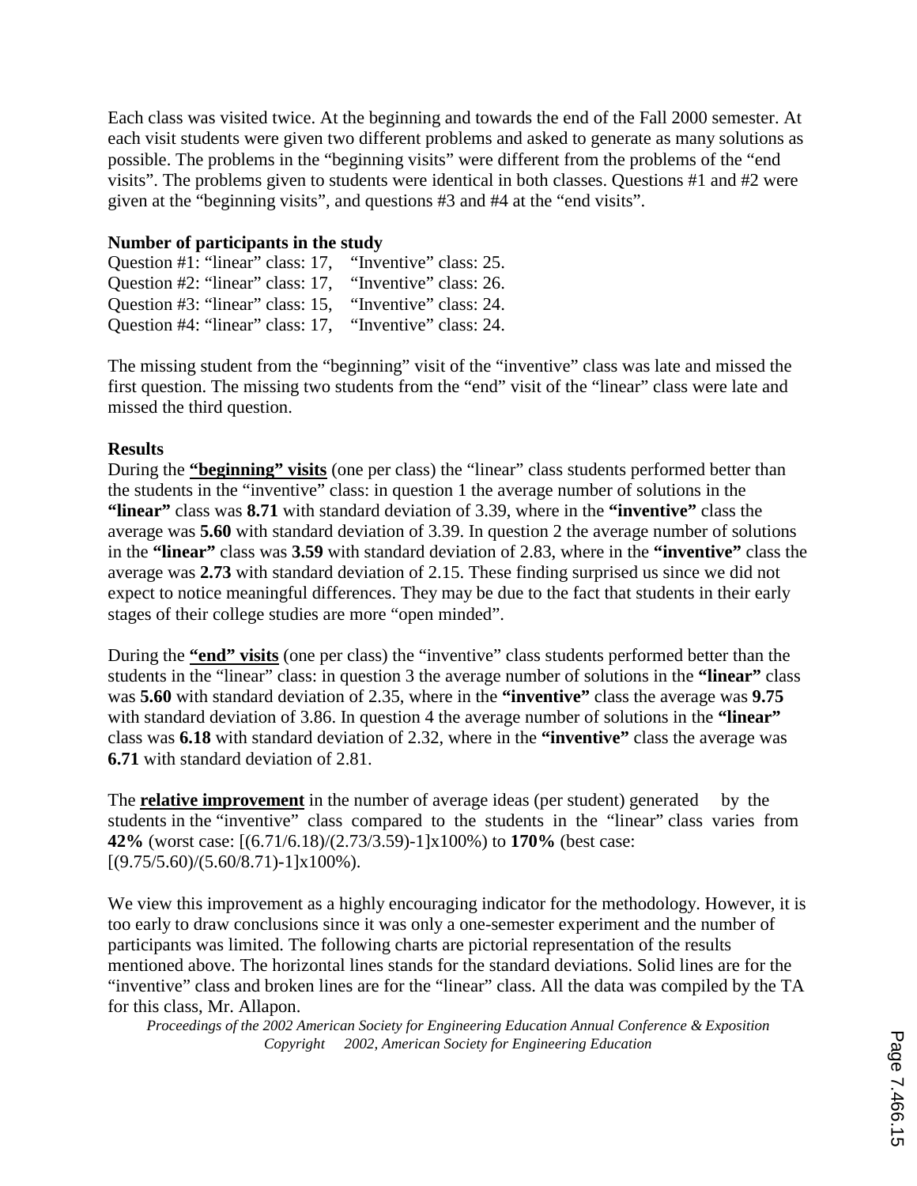Each class was visited twice. At the beginning and towards the end of the Fall 2000 semester. At each visit students were given two different problems and asked to generate as many solutions as possible. The problems in the "beginning visits" were different from the problems of the "end visits". The problems given to students were identical in both classes. Questions #1 and #2 were given at the "beginning visits", and questions #3 and #4 at the "end visits".

**Number of participants in the study**

Question #1: "linear" class: 17, "Inventive" class: 25.
Question #2: "linear" class: 17, "Inventive" class: 26.
Question #3: "linear" class: 15, "Inventive" class: 24.
Question #4: "linear" class: 17, "Inventive" class: 24.

The missing student from the "beginning" visit of the "inventive" class was late and missed the first question. The missing two students from the "end" visit of the "linear" class were late and missed the third question.

**Results**

During the **"beginning" visits** (one per class) the "linear" class students performed better than the students in the "inventive" class: in question 1 the average number of solutions in the **"linear"** class was **8.71** with standard deviation of 3.39, where in the **"inventive"** class the average was **5.60** with standard deviation of 3.39. In question 2 the average number of solutions in the **"linear"** class was **3.59** with standard deviation of 2.83, where in the **"inventive"** class the average was **2.73** with standard deviation of 2.15. These finding surprised us since we did not expect to notice meaningful differences. They may be due to the fact that students in their early stages of their college studies are more "open minded".

During the **"end" visits** (one per class) the "inventive" class students performed better than the students in the "linear" class: in question 3 the average number of solutions in the **"linear"** class was **5.60** with standard deviation of 2.35, where in the **"inventive"** class the average was **9.75** with standard deviation of 3.86. In question 4 the average number of solutions in the **"linear"** class was **6.18** with standard deviation of 2.32, where in the **"inventive"** class the average was **6.71** with standard deviation of 2.81.

The **relative improvement** in the number of average ideas (per student) generated by the students in the "inventive" class compared to the students in the "linear" class varies from **42%** (worst case: [(6.71/6.18)/(2.73/3.59)-1]x100%) to **170%** (best case: [(9.75/5.60)/(5.60/8.71)-1]x100%).

We view this improvement as a highly encouraging indicator for the methodology. However, it is too early to draw conclusions since it was only a one-semester experiment and the number of participants was limited. The following charts are pictorial representation of the results mentioned above. The horizontal lines stands for the standard deviations. Solid lines are for the "inventive" class and broken lines are for the "linear" class. All the data was compiled by the TA for this class, Mr. Allapon.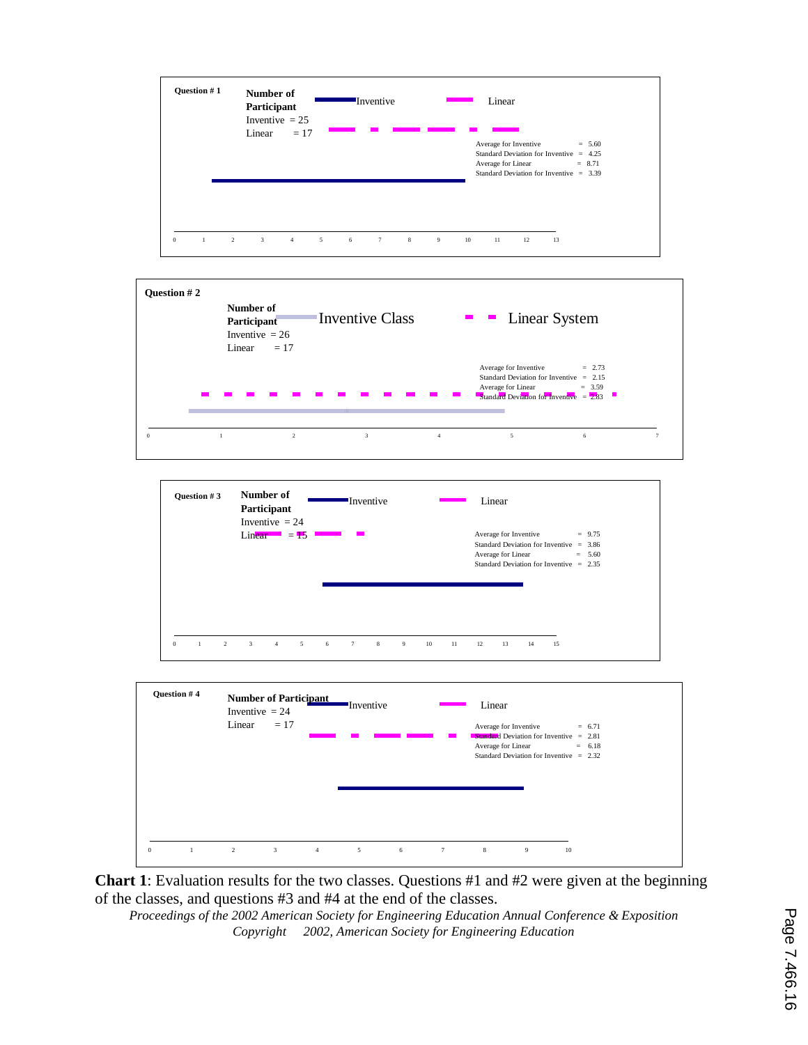Question # 1

Number of Participant
Inventive = 25
Linear = 17

Inventive

Linear

Average for Inventive = 5.60
Standard Deviation for Inventive = 4.25
Average for Linear = 8.71
Standard Deviation for Inventive = 3.39

0 1 2 3 4 5 6 7 8 9 10 11 12 13

Question # 2

Number of Participant
Inventive = 26
Linear = 17

Inventive Class

Linear System

Average for Inventive = 2.73
Standard Deviation for Inventive = 2.15
Average for Linear = 3.59
Standard Deviation for Inventive = 2.83

0 1 2 3 4 5 6 7

Question # 3

Number of Participant
Inventive = 24
Linear = 15

Inventive

Linear

Average for Inventive = 9.75
Standard Deviation for Inventive = 3.86
Average for Linear = 5.60
Standard Deviation for Inventive = 2.35

0 1 2 3 4 5 6 7 8 9 10 11 12 13 14 15

Question # 4

Number of Participant
Inventive = 24
Linear = 17

Inventive

Linear

Average for Inventive = 6.71
Standard Deviation for Inventive = 2.81
Average for Linear = 6.18
Standard Deviation for Inventive = 2.32

0 1 2 3 4 5 6 7 8 9 10

**Chart 1**: Evaluation results for the two classes. Questions #1 and #2 were given at the beginning of the classes, and questions #3 and #4 at the end of the classes.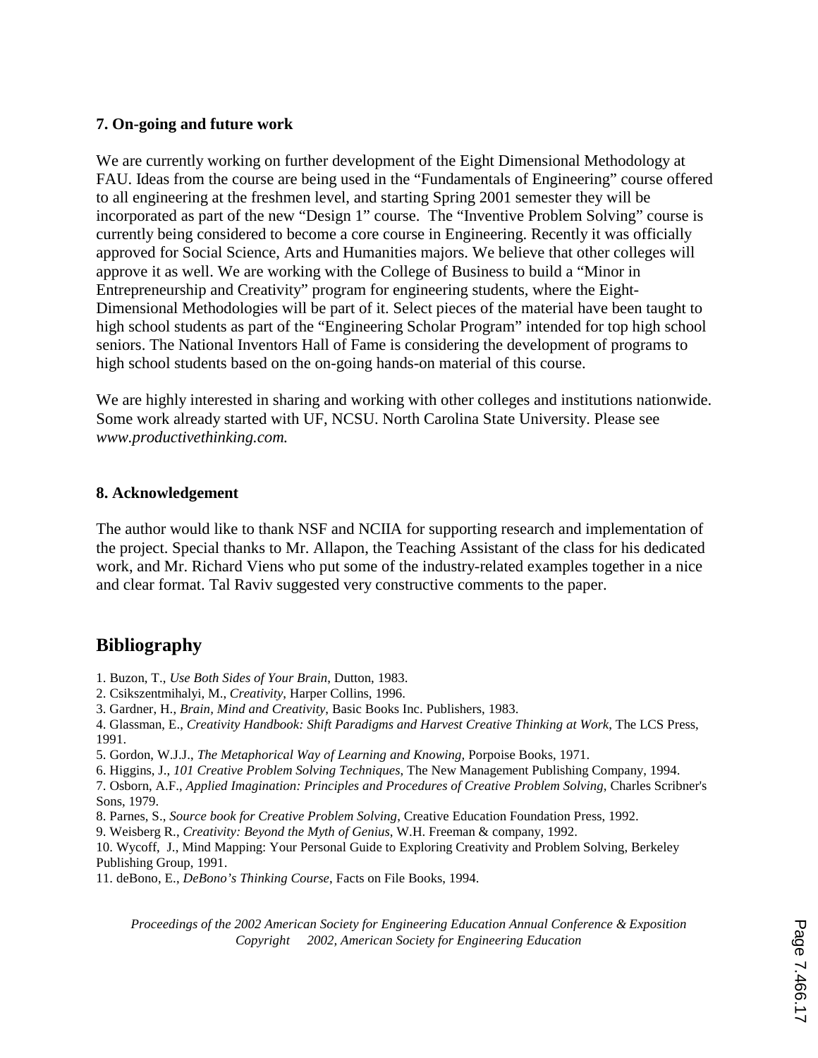### 7. On-going and future work

We are currently working on further development of the Eight Dimensional Methodology at FAU. Ideas from the course are being used in the "Fundamentals of Engineering" course offered to all engineering at the freshmen level, and starting Spring 2001 semester they will be incorporated as part of the new "Design 1" course. The "Inventive Problem Solving" course is currently being considered to become a core course in Engineering. Recently it was officially approved for Social Science, Arts and Humanities majors. We believe that other colleges will approve it as well. We are working with the College of Business to build a "Minor in Entrepreneurship and Creativity" program for engineering students, where the Eight-Dimensional Methodologies will be part of it. Select pieces of the material have been taught to high school students as part of the "Engineering Scholar Program" intended for top high school seniors. The National Inventors Hall of Fame is considering the development of programs to high school students based on the on-going hands-on material of this course.

We are highly interested in sharing and working with other colleges and institutions nationwide. Some work already started with UF, NCSU. North Carolina State University. Please see *www.productivethinking.com.*

### 8. Acknowledgement

The author would like to thank NSF and NCIIA for supporting research and implementation of the project. Special thanks to Mr. Allapon, the Teaching Assistant of the class for his dedicated work, and Mr. Richard Viens who put some of the industry-related examples together in a nice and clear format. Tal Raviv suggested very constructive comments to the paper.

## Bibliography

1. Buzon, T., *Use Both Sides of Your Brain*, Dutton, 1983.
2. Csikszentmihalyi, M., *Creativity*, Harper Collins, 1996.
3. Gardner, H., *Brain, Mind and Creativity*, Basic Books Inc. Publishers, 1983.
4. Glassman, E., *Creativity Handbook: Shift Paradigms and Harvest Creative Thinking at Work*, The LCS Press, 1991.
5. Gordon, W.J.J., *The Metaphorical Way of Learning and Knowing*, Porpoise Books, 1971.
6. Higgins, J., *101 Creative Problem Solving Techniques*, The New Management Publishing Company, 1994.
7. Osborn, A.F., *Applied Imagination: Principles and Procedures of Creative Problem Solving*, Charles Scribner's Sons, 1979.
8. Parnes, S., *Source book for Creative Problem Solving*, Creative Education Foundation Press, 1992.
9. Weisberg R., *Creativity: Beyond the Myth of Genius*, W.H. Freeman & company, 1992.
10. Wycoff, J., Mind Mapping: Your Personal Guide to Exploring Creativity and Problem Solving, Berkeley Publishing Group, 1991.
11. deBono, E., *DeBono's Thinking Course*, Facts on File Books, 1994.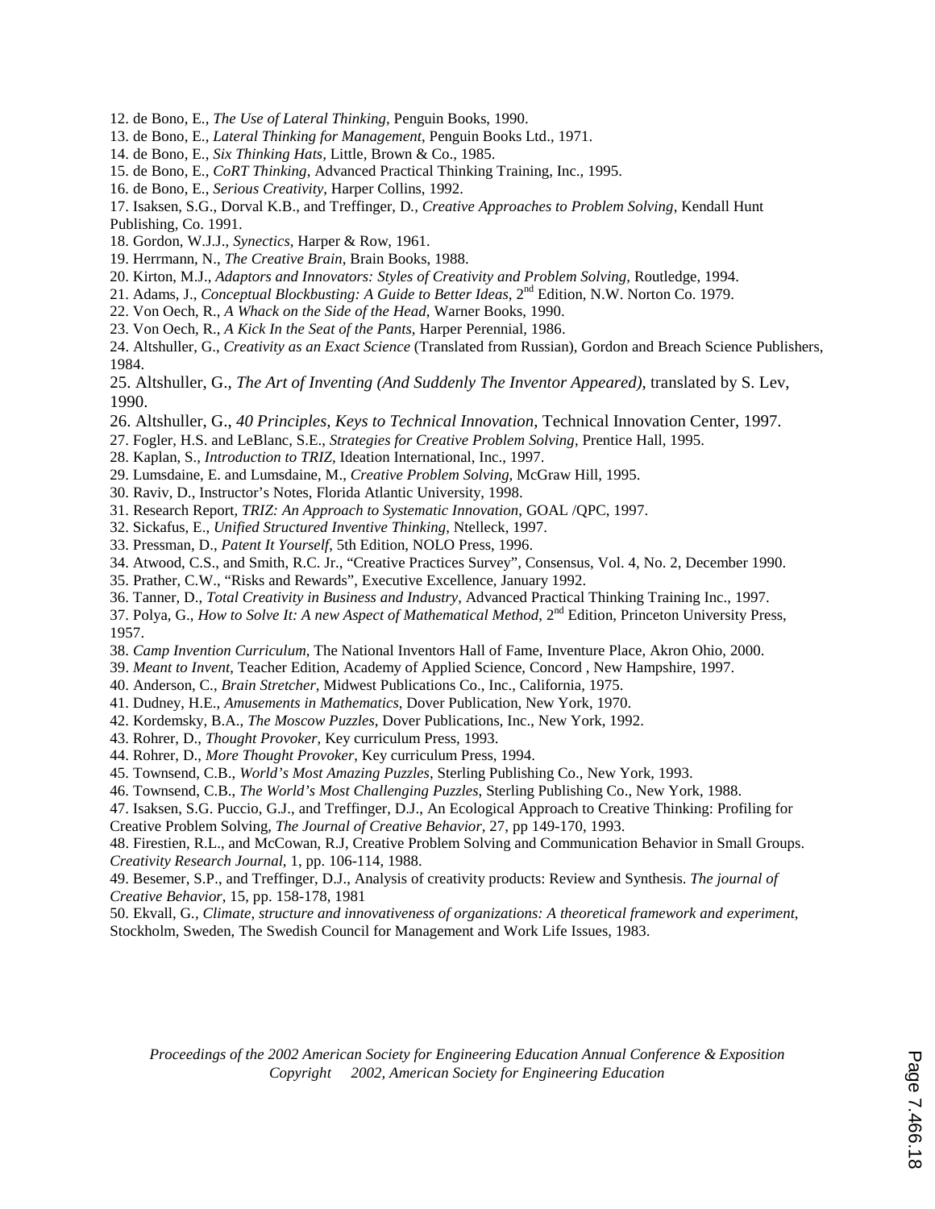12. de Bono, E., *The Use of Lateral Thinking*, Penguin Books, 1990.
13. de Bono, E., *Lateral Thinking for Management*, Penguin Books Ltd., 1971.
14. de Bono, E., *Six Thinking Hats*, Little, Brown & Co., 1985.
15. de Bono, E., *CoRT Thinking*, Advanced Practical Thinking Training, Inc., 1995.
16. de Bono, E., *Serious Creativity*, Harper Collins, 1992.
17. Isaksen, S.G., Dorval K.B., and Treffinger, D., *Creative Approaches to Problem Solving*, Kendall Hunt Publishing, Co. 1991.
18. Gordon, W.J.J., *Synectics*, Harper & Row, 1961.
19. Herrmann, N., *The Creative Brain*, Brain Books, 1988.
20. Kirton, M.J., *Adaptors and Innovators: Styles of Creativity and Problem Solving*, Routledge, 1994.
21. Adams, J., *Conceptual Blockbusting: A Guide to Better Ideas*, 2nd Edition, N.W. Norton Co. 1979.
22. Von Oech, R., *A Whack on the Side of the Head*, Warner Books, 1990.
23. Von Oech, R., *A Kick In the Seat of the Pants*, Harper Perennial, 1986.
24. Altshuller, G., *Creativity as an Exact Science* (Translated from Russian), Gordon and Breach Science Publishers, 1984.
25. Altshuller, G., *The Art of Inventing (And Suddenly The Inventor Appeared)*, translated by S. Lev, 1990.
26. Altshuller, G., *40 Principles, Keys to Technical Innovation*, Technical Innovation Center, 1997.
27. Fogler, H.S. and LeBlanc, S.E., *Strategies for Creative Problem Solving*, Prentice Hall, 1995.
28. Kaplan, S., *Introduction to TRIZ*, Ideation International, Inc., 1997.
29. Lumsdaine, E. and Lumsdaine, M., *Creative Problem Solving*, McGraw Hill, 1995.
30. Raviv, D., Instructor's Notes, Florida Atlantic University, 1998.
31. Research Report, *TRIZ: An Approach to Systematic Innovation*, GOAL /QPC, 1997.
32. Sickafus, E., *Unified Structured Inventive Thinking*, Ntelleck, 1997.
33. Pressman, D., *Patent It Yourself*, 5th Edition, NOLO Press, 1996.
34. Atwood, C.S., and Smith, R.C. Jr., "Creative Practices Survey", Consensus, Vol. 4, No. 2, December 1990.
35. Prather, C.W., "Risks and Rewards", Executive Excellence, January 1992.
36. Tanner, D., *Total Creativity in Business and Industry*, Advanced Practical Thinking Training Inc., 1997.
37. Polya, G., *How to Solve It: A new Aspect of Mathematical Method*, 2nd Edition, Princeton University Press, 1957.
38. *Camp Invention Curriculum*, The National Inventors Hall of Fame, Inventure Place, Akron Ohio, 2000.
39. *Meant to Invent*, Teacher Edition, Academy of Applied Science, Concord , New Hampshire, 1997.
40. Anderson, C., *Brain Stretcher*, Midwest Publications Co., Inc., California, 1975.
41. Dudney, H.E., *Amusements in Mathematics*, Dover Publication, New York, 1970.
42. Kordemsky, B.A., *The Moscow Puzzles*, Dover Publications, Inc., New York, 1992.
43. Rohrer, D., *Thought Provoker*, Key curriculum Press, 1993.
44. Rohrer, D., *More Thought Provoker*, Key curriculum Press, 1994.
45. Townsend, C.B., *World's Most Amazing Puzzles*, Sterling Publishing Co., New York, 1993.
46. Townsend, C.B., *The World's Most Challenging Puzzles*, Sterling Publishing Co., New York, 1988.
47. Isaksen, S.G. Puccio, G.J., and Treffinger, D.J., An Ecological Approach to Creative Thinking: Profiling for Creative Problem Solving, *The Journal of Creative Behavior*, 27, pp 149-170, 1993.
48. Firestien, R.L., and McCowan, R.J, Creative Problem Solving and Communication Behavior in Small Groups. *Creativity Research Journal*, 1, pp. 106-114, 1988.
49. Besemer, S.P., and Treffinger, D.J., Analysis of creativity products: Review and Synthesis. *The journal of Creative Behavior*, 15, pp. 158-178, 1981
50. Ekvall, G., *Climate, structure and innovativeness of organizations: A theoretical framework and experiment*, Stockholm, Sweden, The Swedish Council for Management and Work Life Issues, 1983.